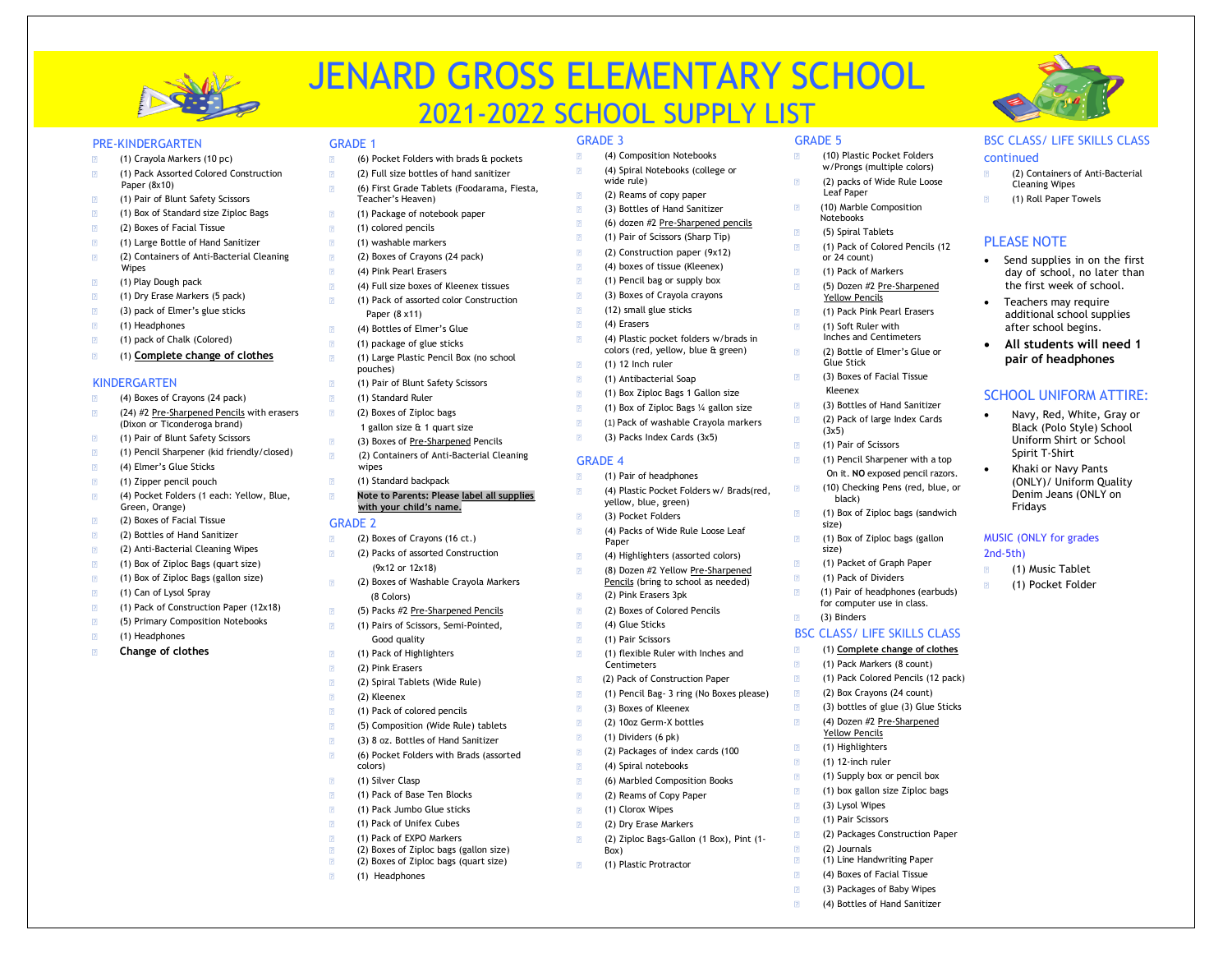# JENARD GROSS ELEMENTARY SCHOOL

## 2021-2022 SCHOOL SUPPLY LIST

### PRE-KINDERGARTEN

- (1) Crayola Markers (10 pc)
- (1) Pack Assorted Colored Construction Paper (8x10)
- (1) Pair of Blunt Safety Scissors
- (1) Box of Standard size Ziploc Bags
- (2) Boxes of Facial Tissue
- (1) Large Bottle of Hand Sanitizer
- (2) Containers of Anti-Bacterial Cleaning Wipes
- (1) Play Dough pack
- (1) Dry Erase Markers (5 pack)
- (3) pack of Elmer's glue sticks
- (1) Headphones
- (1) pack of Chalk (Colored)
- (1) **Complete change of clothes**

### KINDERGARTEN

- (4) Boxes of Crayons (24 pack)
- (24) #2 Pre-Sharpened Pencils with erasers (Dixon or Ticonderoga brand)
- (1) Pair of Blunt Safety Scissors
- (1) Pencil Sharpener (kid friendly/closed)
- (4) Elmer's Glue Sticks
- (1) Zipper pencil pouch
- (4) Pocket Folders (1 each: Yellow, Blue, Green, Orange)
- (2) Boxes of Facial Tissue
- (2) Bottles of Hand Sanitizer
- (2) Anti-Bacterial Cleaning Wipes
- (1) Box of Ziploc Bags (quart size)
- (1) Box of Ziploc Bags (gallon size)
- (1) Can of Lysol Spray
- (1) Pack of Construction Paper (12x18)
- (5) Primary Composition Notebooks
- (1) Headphones
- **Change of clothes**

### GRADE 1

- (6) Pocket Folders with brads & pockets
- (2) Full size bottles of hand sanitizer
- (6) First Grade Tablets (Foodarama, Fiesta, Teacher's Heaven)
- (1) Package of notebook paper
- (1) colored pencils
- (1) washable markers
- (2) Boxes of Crayons (24 pack)
- (4) Pink Pearl Erasers
- (4) Full size boxes of Kleenex tissues
- (1) Pack of assorted color Construction Paper (8 x11)
- (4) Bottles of Elmer's Glue
- (1) package of glue sticks
- (1) Large Plastic Pencil Box (no school pouches)
- (1) Pair of Blunt Safety Scissors
- (1) Standard Ruler
- (2) Boxes of Ziploc bags 1 gallon size & 1 quart size
- (3) Boxes of Pre-Sharpened Pencils
- (2) Containers of Anti-Bacterial Cleaning wipes
- (1) Standard backpack
- **Note to Parents: Please label all supplies with your child's name.**

### GRADE 2

- (2) Boxes of Crayons (16 ct.)
- (2) Packs of assorted Construction (9x12 or 12x18)
- (2) Boxes of Washable Crayola Markers (8 Colors)
- (5) Packs #2 Pre-Sharpened Pencils
- (1) Pairs of Scissors, Semi-Pointed, Good quality
- (1) Pack of Highlighters
- (2) Pink Erasers
- (2) Spiral Tablets (Wide Rule)
- (2) Kleenex
- (1) Pack of colored pencils
- (5) Composition (Wide Rule) tablets
- (3) 8 oz. Bottles of Hand Sanitizer
- (6) Pocket Folders with Brads (assorted colors)
- (1) Silver Clasp
- (1) Pack of Base Ten Blocks
- (1) Pack Jumbo Glue sticks
- (1) Pack of Unifex Cubes
- (1) Pack of EXPO Markers
- (2) Boxes of Ziploc bags (gallon size)
- (2) Boxes of Ziploc bags (quart size)
- (1) Headphones

### GRADE 3

- (4) Composition Notebooks
- (4) Spiral Notebooks (college or wide rule)
- (2) Reams of copy paper
- (3) Bottles of Hand Sanitizer
- (6) dozen #2 Pre-Sharpened pencils
- (1) Pair of Scissors (Sharp Tip)
- (2) Construction paper (9x12)
- (4) boxes of tissue (Kleenex)
- (1) Pencil bag or supply box
- (3) Boxes of Crayola crayons
- (12) small glue sticks
- (4) Erasers
- (4) Plastic pocket folders w/brads in colors (red, yellow, blue & green)
- (1) 12 Inch ruler
- (1) Antibacterial Soap
- (1) Box Ziploc Bags 1 Gallon size
- (1) Box of Ziploc Bags ¼ gallon size
- (1) Pack of washable Crayola markers
- (3) Packs Index Cards (3x5)

### GRADE 4

- (1) Pair of headphones
- (4) Plastic Pocket Folders w/ Brads(red, yellow, blue, green)
- (3) Pocket Folders
- (4) Packs of Wide Rule Loose Leaf Paper
- (4) Highlighters (assorted colors)
- (8) Dozen #2 Yellow Pre-Sharpened Pencils (bring to school as needed)
- (2) Pink Erasers 3pk
- (2) Boxes of Colored Pencils
- (4) Glue Sticks
- (1) Pair Scissors
- (1) flexible Ruler with Inches and Centimeters
- (2) Pack of Construction Paper
- (1) Pencil Bag- 3 ring (No Boxes please)
- (3) Boxes of Kleenex
- (2) 10oz Germ-X bottles
- (1) Dividers (6 pk)
- (2) Packages of index cards (100
- (4) Spiral notebooks
- (6) Marbled Composition Books
- (2) Reams of Copy Paper
- (1) Clorox Wipes
- (2) Dry Erase Markers
- (2) Ziploc Bags-Gallon (1 Box), Pint (1-Box)
- (1) Plastic Protractor

### GRADE 5

- (10) Plastic Pocket Folders w/Prongs (multiple colors)
- (2) packs of Wide Rule Loose Leaf Paper
- (10) Marble Composition Notebooks
- (5) Spiral Tablets
- (1) Pack of Colored Pencils (12 or 24 count)
- (1) Pack of Markers
- (5) Dozen #2 Pre-Sharpened Yellow Pencils
- (1) Pack Pink Pearl Erasers
- (1) Soft Ruler with Inches and Centimeters
- (2) Bottle of Elmer's Glue or Glue Stick
- (3) Boxes of Facial Tissue Kleenex
- (3) Bottles of Hand Sanitizer
- (2) Pack of large Index Cards (3x5)
- (1) Pair of Scissors
- (1) Pencil Sharpener with a top On it. **NO** exposed pencil razors.
- (10) Checking Pens (red, blue, or black)
- (1) Box of Ziploc bags (sandwich size)
- (1) Box of Ziploc bags (gallon size)
- (1) Packet of Graph Paper
- (1) Pack of Dividers
- (1) Pair of headphones (earbuds) for computer use in class.
- (3) Binders

### BSC CLASS/ LIFE SKILLS CLASS

- (1) **Complete change of clothes**
- (1) Pack Markers (8 count)
- (1) Pack Colored Pencils (12 pack)
- (2) Box Crayons (24 count)
- (3) bottles of glue (3) Glue Sticks
- (4) Dozen #2 Pre-Sharpened Yellow Pencils
- (1) Highlighters
- (1) 12-inch ruler
- (1) Supply box or pencil box
- (1) box gallon size Ziploc bags
- (3) Lysol Wipes
- (1) Pair Scissors
- (2) Packages Construction Paper
- (2) Journals
- (1) Line Handwriting Paper
- (4) Boxes of Facial Tissue
- (3) Packages of Baby Wipes
- (4) Bottles of Hand Sanitizer

### BSC CLASS/ LIFE SKILLS CLASS continued

- (2) Containers of Anti-Bacterial Cleaning Wipes
- (1) Roll Paper Towels

### PLEASE NOTE

- Send supplies in on the first day of school, no later than the first week of school.
- Teachers may require additional school supplies after school begins.
- **All students will need 1 pair of headphones**

### SCHOOL UNIFORM ATTIRE:

- Navy, Red, White, Gray or Black (Polo Style) School Uniform Shirt or School Spirit T-Shirt
- Khaki or Navy Pants (ONLY)/ Uniform Quality Denim Jeans (ONLY on Fridays

### MUSIC (ONLY for grades 2nd-5th)

- (1) Music Tablet
- (1) Pocket Folder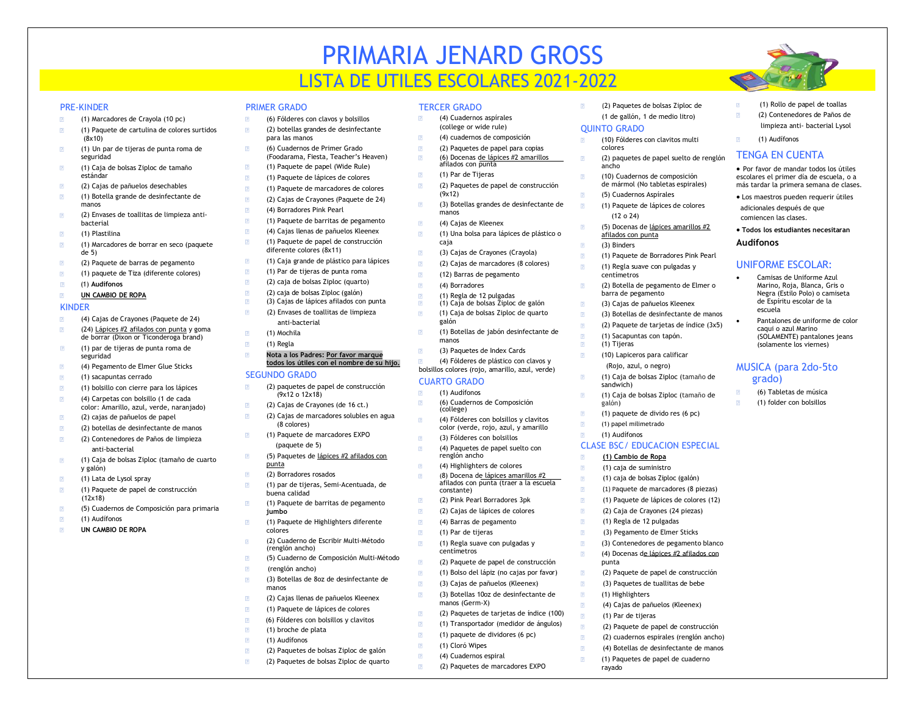# PRIMARIA JENARD GROSS

## LISTA DE UTILES ESCOLARES 2021-2022

### PRE-KINDER

- (1) Marcadores de Crayola (10 pc)
- (1) Paquete de cartulina de colores surtidos (8x10)
- (1) Un par de tijeras de punta roma de seguridad
- (1) Caja de bolsas Ziploc de tamaño estándar
- (2) Cajas de pañuelos desechables
- (1) Botella grande de desinfectante de manos
- (2) Envases de toallitas de limpieza anti-bacterial
- (1) Plastilina
- (1) Marcadores de borrar en seco (paquete de 5)
- (2) Paquete de barras de pegamento
- (1) paquete de Tiza (diferente colores)
- (1) **Audífonos**
- **UN CAMBIO DE ROPA**

### KINDER

- (4) Cajas de Crayones (Paquete de 24)
- (24) Lápices #2 afilados con punta y goma de borrar (Dixon or Ticonderoga brand)
- (1) par de tijeras de punta roma de seguridad
- (4) Pegamento de Elmer Glue Sticks
- (1) sacapuntas cerrado
- (1) bolsillo con cierre para los lápices
- (4) Carpetas con bolsillo (1 de cada color: Amarillo, azul, verde, naranjado)
- (2) cajas de pañuelos de papel
- (2) botellas de desinfectante de manos
- (2) Contenedores de Paños de limpieza anti-bacterial
- (1) Caja de bolsas Ziploc (tamaño de cuarto y galón)
- (1) Lata de Lysol spray
- (1) Paquete de papel de construcción (12x18)
- (5) Cuadernos de Composición para primaria
- (1) Audífonos
- **UN CAMBIO DE ROPA**

### PRIMER GRADO

- (6) Fólderes con clavos y bolsillos
- (2) botellas grandes de desinfectante para las manos
- (6) Cuadernos de Primer Grado (Foodarama, Fiesta, Teacher's Heaven)
- (1) Paquete de papel (Wide Rule)
- (1) Paquete de lápices de colores
- (1) Paquete de marcadores de colores
- (2) Cajas de Crayones (Paquete de 24)
- (4) Borradores Pink Pearl
- (1) Paquete de barritas de pegamento
- (4) Cajas llenas de pañuelos Kleenex
- (1) Paquete de papel de construcción diferente colores (8x11)
- (1) Caja grande de plástico para lápices
- (1) Par de tijeras de punta roma
- (2) caja de bolsas Ziploc (quarto)
- (2) caja de bolsas Ziploc (galón)
- (3) Cajas de lápices afilados con punta
- (2) Envases de toallitas de limpieza anti-bacterial
- (1) Mochila
- (1) Regla
- **Nota a los Padres: Por favor marque todos los útiles con el nombre de su hijo.**

### SEGUNDO GRADO

- (2) paquetes de papel de construcción (9x12 o 12x18)
- (2) Cajas de Crayones (de 16 ct.)
- (2) Cajas de marcadores solubles en agua (8 colores)
- (1) Paquete de marcadores EXPO (paquete de 5)
- (5) Paquetes de lápices #2 afilados con punta
- (2) Borradores rosados
- (1) par de tijeras, Semi-Acentuada, de buena calidad
- (1) Paquete de barritas de pegamento **jumbo**
- (1) Paquete de Highlighters diferente colores
- (2) Cuaderno de Escribir Multi-Método (renglón ancho)
- (5) Cuaderno de Composición Multi-Método (renglón ancho)
- (3) Botellas de 8oz de desinfectante de manos
- (2) Cajas llenas de pañuelos Kleenex
- (1) Paquete de lápices de colores
- (6) Fólderes con bolsillos y clavitos
- (1) broche de plata
- (1) Audífonos
- (2) Paquetes de bolsas Ziploc de galón
- (2) Paquetes de bolsas Ziploc de quarto

### TERCER GRADO

- (4) Cuadernos aspirales (college or wide rule)
- (4) cuadernos de composición
- (2) Paquetes de papel para copias
- (6) Docenas de lápices #2 amarillos afilados con punta
- (1) Par de Tijeras
- (2) Paquetes de papel de construcción (9x12)
- (3) Botellas grandes de desinfectante de manos
- (4) Cajas de Kleenex
- (1) Una bolsa para lápices de plástico o caja
- (3) Cajas de Crayones (Crayola)
- (2) Cajas de marcadores (8 colores)
- (12) Barras de pegamento
- (4) Borradores
- (1) Regla de 12 pulgadas
- (1) Caja de bolsas Ziploc de galón
- (1) Caja de bolsas Ziploc de quarto galón
- (1) Botellas de jabón desinfectante de manos
- (3) Paquetes de Index Cards
- (4) Fólderes de plástico con clavos y bolsillos colores (rojo, amarillo, azul, verde)

### CUARTO GRADO

- (1) Audífonos
- (6) Cuadernos de Composición (college)
- (4) Fólderes con bolsillos y clavitos color (verde, rojo, azul, y amarillo
- (3) Fólderes con bolsillos
- (4) Paquetes de papel suelto con renglón ancho
- (4) Highlighters de colores
- (8) Docena de lápices amarillos #2 afilados con punta (traer a la escuela constante)
- (2) Pink Pearl Borradores 3pk
- (2) Cajas de lápices de colores
- (4) Barras de pegamento
- (1) Par de tijeras
- (1) Regla suave con pulgadas y centímetros
- (2) Paquete de papel de construcción
- (1) Bolso del lápiz (no cajas por favor)
- (3) Cajas de pañuelos (Kleenex)
- (3) Botellas 10oz de desinfectante de manos (Germ-X)
- (2) Paquetes de tarjetas de índice (100)
- (1) Transportador (medidor de ángulos)
- (1) paquete de dividores (6 pc)
- (1) Cloró Wipes
- (4) Cuadernos espiral
- (2) Paquetes de marcadores EXPO
- (2) Paquetes de bolsas Ziploc de (1 de galón, 1 de medio litro)

### QUINTO GRADO

- (10) Fólderes con clavitos multi colores
- (2) paquetes de papel suelto de renglón ancho
- (10) Cuadernos de composición de mármol (No tabletas espirales)
- (5) Cuadernos Aspirales
- (1) Paquete de lápices de colores (12 o 24)
- (5) Docenas de lápices amarillos #2 afilados con punta
- (3) Binders
- (1) Paquete de Borradores Pink Pearl
- (1) Regla suave con pulgadas y centímetros
- (2) Botella de pegamento de Elmer o barra de pegamento
- (3) Cajas de pañuelos Kleenex
- (3) Botellas de desinfectante de manos
- (2) Paquete de tarjetas de índice (3x5)
- (1) Sacapuntas con tapón.
- (1) Tijeras
- (10) Lapiceros para calificar (Rojo, azul, o negro)
- (1) Caja de bolsas Ziploc (tamaño de sandwich)
- (1) Caja de bolsas Ziploc (tamaño de galón)
- (1) paquete de divido res (6 pc)
- (1) papel milimetrado
- (1) Audífonos

### CLASE BSC/ EDUCACION ESPECIAL

- **(1) Cambio de Ropa**
- (1) caja de suministro
- (1) caja de bolsas Ziploc (galón)
- (1) Paquete de marcadores (8 piezas)
- (1) Paquete de lápices de colores (12)
- (2) Caja de Crayones (24 piezas)
- (1) Regla de 12 pulgadas
- (3) Pegamento de Elmer Sticks
- (3) Contenedores de pegamento blanco
- (4) Docenas de lápices #2 afilados con punta
- (2) Paquete de papel de construcción
- (3) Paquetes de tuallitas de bebe
- (1) Highlighters
- (4) Cajas de pañuelos (Kleenex)
- (1) Par de tijeras
- (2) Paquete de papel de construcción
- (2) cuadernos espirales (renglón ancho)
- (4) Botellas de desinfectante de manos
- (1) Paquetes de papel de cuaderno rayado
- (1) Rollo de papel de toallas
- (2) Contenedores de Paños de limpieza anti- bacterial Lysol
- (1) Audífonos

### TENGA EN CUENTA

- Por favor de mandar todos los útiles escolares el primer día de escuela, o a más tardar la primera semana de clases.
- Los maestros pueden requerir útiles adicionales después de que comiencen las clases.
- **Todos los estudiantes necesitaran Audífonos**

### UNIFORME ESCOLAR:

- Camisas de Uniforme Azul Marino, Roja, Blanca, Gris o Negra (Estilo Polo) o camiseta de Espíritu escolar de la escuela
- Pantalones de uniforme de color caqui o azul Marino (SOLAMENTE) pantalones jeans (solamente los viernes)

### MUSICA (para 2do-5to grado)

- (6) Tabletas de música
- (1) folder con bolsillos